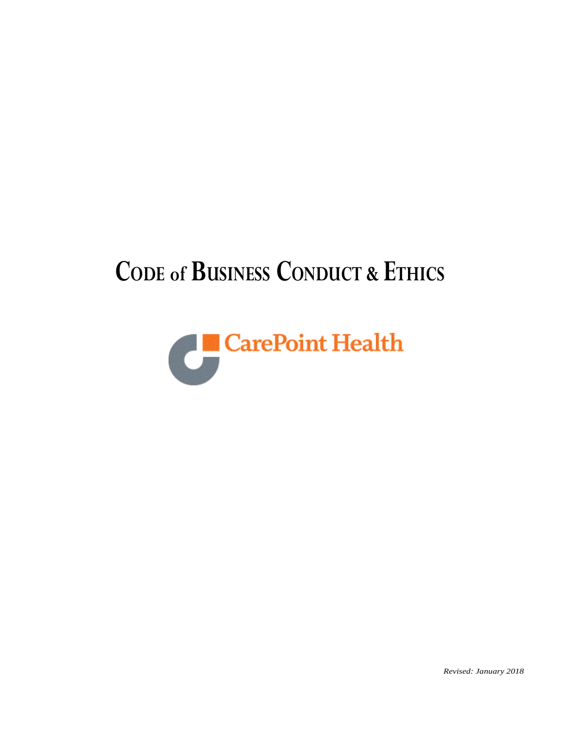# CODE of BUSINESS CONDUCT & ETHICS

CarePoint Health

*Revised: January 2018*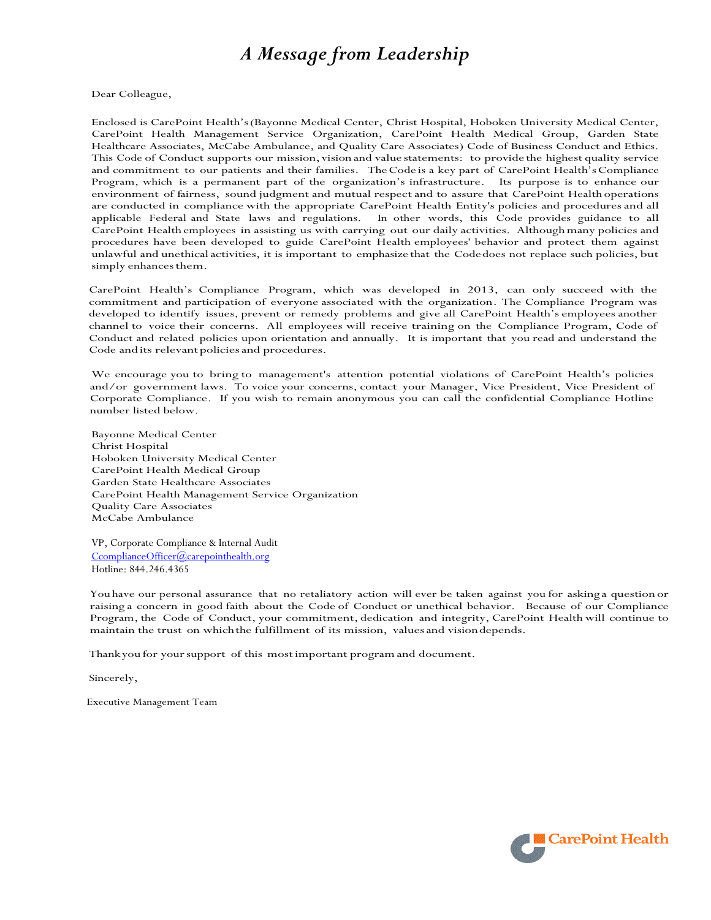# *A Message from Leadership*

Dear Colleague,

Enclosed is CarePoint Health's (Bayonne Medical Center, Christ Hospital, Hoboken University Medical Center, CarePoint Health Management Service Organization, CarePoint Health Medical Group, Garden State Healthcare Associates, McCabe Ambulance, and Quality Care Associates) Code of Business Conduct and Ethics. This Code of Conduct supports our mission, vision and value statements: to provide the highest quality service and commitment to our patients and their families. The Code is a key part of CarePoint Health's Compliance Program, which is a permanent part of the organization's infrastructure. Its purpose is to enhance our environment of fairness, sound judgment and mutual respect and to assure that CarePoint Health operations are conducted in compliance with the appropriate CarePoint Health Entity's policies and procedures and all applicable Federal and State laws and regulations. In other words, this Code provides guidance to all CarePoint Health employees in assisting us with carrying out our daily activities. Although many policies and procedures have been developed to guide CarePoint Health employees' behavior and protect them against unlawful and unethical activities, it is important to emphasize that the Code does not replace such policies, but simply enhances them.

CarePoint Health's Compliance Program, which was developed in 2013, can only succeed with the commitment and participation of everyone associated with the organization. The Compliance Program was developed to identify issues, prevent or remedy problems and give all CarePoint Health's employees another channel to voice their concerns. All employees will receive training on the Compliance Program, Code of Conduct and related policies upon orientation and annually. It is important that you read and understand the Code and its relevant policies and procedures.

We encourage you to bring to management's attention potential violations of CarePoint Health's policies and/or government laws. To voice your concerns, contact your Manager, Vice President, Vice President of Corporate Compliance. If you wish to remain anonymous you can call the confidential Compliance Hotline number listed below.

Bayonne Medical Center
Christ Hospital
Hoboken University Medical Center
CarePoint Health Medical Group
Garden State Healthcare Associates
CarePoint Health Management Service Organization
Quality Care Associates
McCabe Ambulance

VP, Corporate Compliance & Internal Audit
CcomplianceOfficer@carepointhealth.org
Hotline: 844.246.4365

You have our personal assurance that no retaliatory action will ever be taken against you for asking a question or raising a concern in good faith about the Code of Conduct or unethical behavior. Because of our Compliance Program, the Code of Conduct, your commitment, dedication and integrity, CarePoint Health will continue to maintain the trust on which the fulfillment of its mission, values and vision depends.

Thank you for your support of this most important program and document.

Sincerely,

Executive Management Team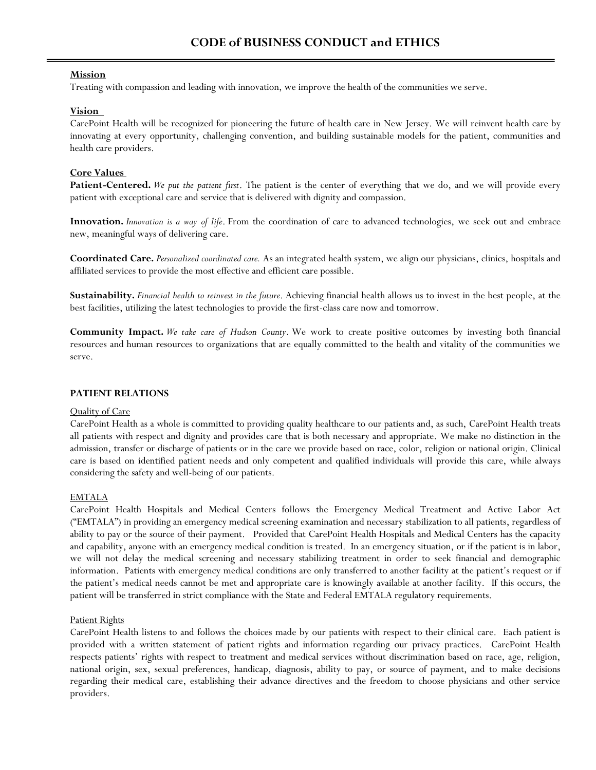# CODE of BUSINESS CONDUCT and ETHICS

## Mission

Treating with compassion and leading with innovation, we improve the health of the communities we serve.

## Vision

CarePoint Health will be recognized for pioneering the future of health care in New Jersey. We will reinvent health care by innovating at every opportunity, challenging convention, and building sustainable models for the patient, communities and health care providers.

## Core Values

**Patient-Centered.** *We put the patient first*. The patient is the center of everything that we do, and we will provide every patient with exceptional care and service that is delivered with dignity and compassion.

**Innovation.** *Innovation is a way of life*. From the coordination of care to advanced technologies, we seek out and embrace new, meaningful ways of delivering care.

**Coordinated Care.** *Personalized coordinated care.* As an integrated health system, we align our physicians, clinics, hospitals and affiliated services to provide the most effective and efficient care possible.

**Sustainability.** *Financial health to reinvest in the future*. Achieving financial health allows us to invest in the best people, at the best facilities, utilizing the latest technologies to provide the first-class care now and tomorrow.

**Community Impact.** *We take care of Hudson County*. We work to create positive outcomes by investing both financial resources and human resources to organizations that are equally committed to the health and vitality of the communities we serve.

## PATIENT RELATIONS

### Quality of Care

CarePoint Health as a whole is committed to providing quality healthcare to our patients and, as such, CarePoint Health treats all patients with respect and dignity and provides care that is both necessary and appropriate. We make no distinction in the admission, transfer or discharge of patients or in the care we provide based on race, color, religion or national origin. Clinical care is based on identified patient needs and only competent and qualified individuals will provide this care, while always considering the safety and well-being of our patients.

### EMTALA

CarePoint Health Hospitals and Medical Centers follows the Emergency Medical Treatment and Active Labor Act ("EMTALA") in providing an emergency medical screening examination and necessary stabilization to all patients, regardless of ability to pay or the source of their payment. Provided that CarePoint Health Hospitals and Medical Centers has the capacity and capability, anyone with an emergency medical condition is treated. In an emergency situation, or if the patient is in labor, we will not delay the medical screening and necessary stabilizing treatment in order to seek financial and demographic information. Patients with emergency medical conditions are only transferred to another facility at the patient's request or if the patient's medical needs cannot be met and appropriate care is knowingly available at another facility. If this occurs, the patient will be transferred in strict compliance with the State and Federal EMTALA regulatory requirements.

### Patient Rights

CarePoint Health listens to and follows the choices made by our patients with respect to their clinical care. Each patient is provided with a written statement of patient rights and information regarding our privacy practices. CarePoint Health respects patients' rights with respect to treatment and medical services without discrimination based on race, age, religion, national origin, sex, sexual preferences, handicap, diagnosis, ability to pay, or source of payment, and to make decisions regarding their medical care, establishing their advance directives and the freedom to choose physicians and other service providers.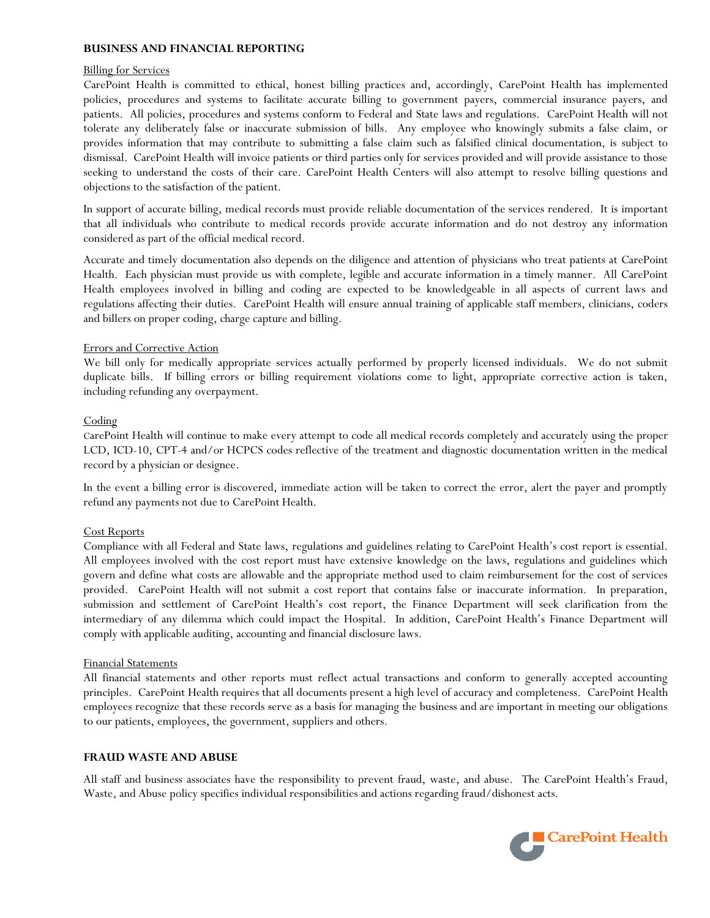## BUSINESS AND FINANCIAL REPORTING

### Billing for Services

CarePoint Health is committed to ethical, honest billing practices and, accordingly, CarePoint Health has implemented policies, procedures and systems to facilitate accurate billing to government payers, commercial insurance payers, and patients. All policies, procedures and systems conform to Federal and State laws and regulations. CarePoint Health will not tolerate any deliberately false or inaccurate submission of bills. Any employee who knowingly submits a false claim, or provides information that may contribute to submitting a false claim such as falsified clinical documentation, is subject to dismissal. CarePoint Health will invoice patients or third parties only for services provided and will provide assistance to those seeking to understand the costs of their care. CarePoint Health Centers will also attempt to resolve billing questions and objections to the satisfaction of the patient.

In support of accurate billing, medical records must provide reliable documentation of the services rendered. It is important that all individuals who contribute to medical records provide accurate information and do not destroy any information considered as part of the official medical record.

Accurate and timely documentation also depends on the diligence and attention of physicians who treat patients at CarePoint Health. Each physician must provide us with complete, legible and accurate information in a timely manner. All CarePoint Health employees involved in billing and coding are expected to be knowledgeable in all aspects of current laws and regulations affecting their duties. CarePoint Health will ensure annual training of applicable staff members, clinicians, coders and billers on proper coding, charge capture and billing.

### Errors and Corrective Action

We bill only for medically appropriate services actually performed by properly licensed individuals. We do not submit duplicate bills. If billing errors or billing requirement violations come to light, appropriate corrective action is taken, including refunding any overpayment.

### Coding

CarePoint Health will continue to make every attempt to code all medical records completely and accurately using the proper LCD, ICD-10, CPT-4 and/or HCPCS codes reflective of the treatment and diagnostic documentation written in the medical record by a physician or designee.

In the event a billing error is discovered, immediate action will be taken to correct the error, alert the payer and promptly refund any payments not due to CarePoint Health.

### Cost Reports

Compliance with all Federal and State laws, regulations and guidelines relating to CarePoint Health's cost report is essential. All employees involved with the cost report must have extensive knowledge on the laws, regulations and guidelines which govern and define what costs are allowable and the appropriate method used to claim reimbursement for the cost of services provided. CarePoint Health will not submit a cost report that contains false or inaccurate information. In preparation, submission and settlement of CarePoint Health's cost report, the Finance Department will seek clarification from the intermediary of any dilemma which could impact the Hospital. In addition, CarePoint Health's Finance Department will comply with applicable auditing, accounting and financial disclosure laws.

### Financial Statements

All financial statements and other reports must reflect actual transactions and conform to generally accepted accounting principles. CarePoint Health requires that all documents present a high level of accuracy and completeness. CarePoint Health employees recognize that these records serve as a basis for managing the business and are important in meeting our obligations to our patients, employees, the government, suppliers and others.

## FRAUD WASTE AND ABUSE

All staff and business associates have the responsibility to prevent fraud, waste, and abuse. The CarePoint Health's Fraud, Waste, and Abuse policy specifies individual responsibilities and actions regarding fraud/dishonest acts.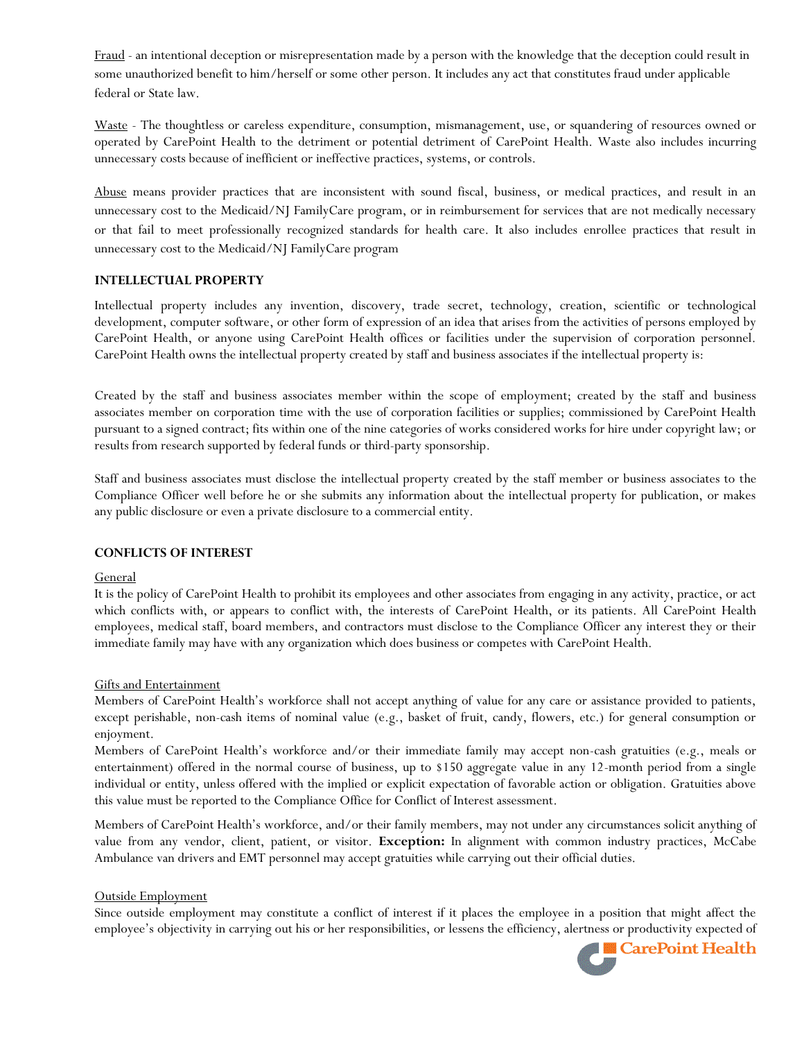Fraud - an intentional deception or misrepresentation made by a person with the knowledge that the deception could result in some unauthorized benefit to him/herself or some other person. It includes any act that constitutes fraud under applicable federal or State law.

Waste - The thoughtless or careless expenditure, consumption, mismanagement, use, or squandering of resources owned or operated by CarePoint Health to the detriment or potential detriment of CarePoint Health. Waste also includes incurring unnecessary costs because of inefficient or ineffective practices, systems, or controls.

Abuse means provider practices that are inconsistent with sound fiscal, business, or medical practices, and result in an unnecessary cost to the Medicaid/NJ FamilyCare program, or in reimbursement for services that are not medically necessary or that fail to meet professionally recognized standards for health care. It also includes enrollee practices that result in unnecessary cost to the Medicaid/NJ FamilyCare program

### INTELLECTUAL PROPERTY

Intellectual property includes any invention, discovery, trade secret, technology, creation, scientific or technological development, computer software, or other form of expression of an idea that arises from the activities of persons employed by CarePoint Health, or anyone using CarePoint Health offices or facilities under the supervision of corporation personnel. CarePoint Health owns the intellectual property created by staff and business associates if the intellectual property is:

Created by the staff and business associates member within the scope of employment; created by the staff and business associates member on corporation time with the use of corporation facilities or supplies; commissioned by CarePoint Health pursuant to a signed contract; fits within one of the nine categories of works considered works for hire under copyright law; or results from research supported by federal funds or third-party sponsorship.

Staff and business associates must disclose the intellectual property created by the staff member or business associates to the Compliance Officer well before he or she submits any information about the intellectual property for publication, or makes any public disclosure or even a private disclosure to a commercial entity.

### CONFLICTS OF INTEREST

General

It is the policy of CarePoint Health to prohibit its employees and other associates from engaging in any activity, practice, or act which conflicts with, or appears to conflict with, the interests of CarePoint Health, or its patients. All CarePoint Health employees, medical staff, board members, and contractors must disclose to the Compliance Officer any interest they or their immediate family may have with any organization which does business or competes with CarePoint Health.

Gifts and Entertainment

Members of CarePoint Health's workforce shall not accept anything of value for any care or assistance provided to patients, except perishable, non-cash items of nominal value (e.g., basket of fruit, candy, flowers, etc.) for general consumption or enjoyment.

Members of CarePoint Health's workforce and/or their immediate family may accept non-cash gratuities (e.g., meals or entertainment) offered in the normal course of business, up to $150 aggregate value in any 12-month period from a single individual or entity, unless offered with the implied or explicit expectation of favorable action or obligation. Gratuities above this value must be reported to the Compliance Office for Conflict of Interest assessment.

Members of CarePoint Health's workforce, and/or their family members, may not under any circumstances solicit anything of value from any vendor, client, patient, or visitor. **Exception:** In alignment with common industry practices, McCabe Ambulance van drivers and EMT personnel may accept gratuities while carrying out their official duties.

Outside Employment

Since outside employment may constitute a conflict of interest if it places the employee in a position that might affect the employee's objectivity in carrying out his or her responsibilities, or lessens the efficiency, alertness or productivity expected of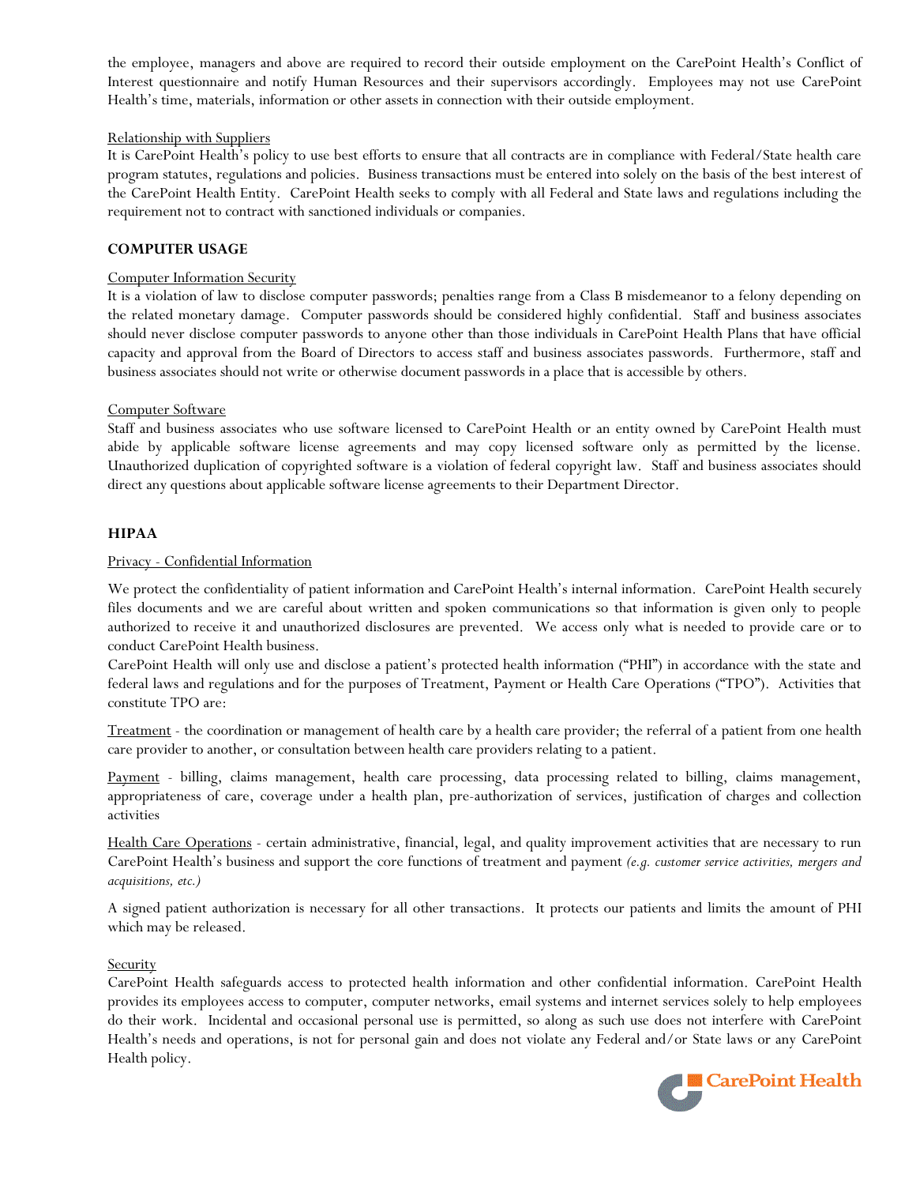the employee, managers and above are required to record their outside employment on the CarePoint Health's Conflict of Interest questionnaire and notify Human Resources and their supervisors accordingly. Employees may not use CarePoint Health's time, materials, information or other assets in connection with their outside employment.

Relationship with Suppliers

It is CarePoint Health's policy to use best efforts to ensure that all contracts are in compliance with Federal/State health care program statutes, regulations and policies. Business transactions must be entered into solely on the basis of the best interest of the CarePoint Health Entity. CarePoint Health seeks to comply with all Federal and State laws and regulations including the requirement not to contract with sanctioned individuals or companies.

## COMPUTER USAGE

Computer Information Security

It is a violation of law to disclose computer passwords; penalties range from a Class B misdemeanor to a felony depending on the related monetary damage. Computer passwords should be considered highly confidential. Staff and business associates should never disclose computer passwords to anyone other than those individuals in CarePoint Health Plans that have official capacity and approval from the Board of Directors to access staff and business associates passwords. Furthermore, staff and business associates should not write or otherwise document passwords in a place that is accessible by others.

Computer Software

Staff and business associates who use software licensed to CarePoint Health or an entity owned by CarePoint Health must abide by applicable software license agreements and may copy licensed software only as permitted by the license. Unauthorized duplication of copyrighted software is a violation of federal copyright law. Staff and business associates should direct any questions about applicable software license agreements to their Department Director.

## HIPAA

Privacy - Confidential Information

We protect the confidentiality of patient information and CarePoint Health's internal information. CarePoint Health securely files documents and we are careful about written and spoken communications so that information is given only to people authorized to receive it and unauthorized disclosures are prevented. We access only what is needed to provide care or to conduct CarePoint Health business.

CarePoint Health will only use and disclose a patient's protected health information ("PHI") in accordance with the state and federal laws and regulations and for the purposes of Treatment, Payment or Health Care Operations ("TPO"). Activities that constitute TPO are:

Treatment - the coordination or management of health care by a health care provider; the referral of a patient from one health care provider to another, or consultation between health care providers relating to a patient.

Payment - billing, claims management, health care processing, data processing related to billing, claims management, appropriateness of care, coverage under a health plan, pre-authorization of services, justification of charges and collection activities

Health Care Operations - certain administrative, financial, legal, and quality improvement activities that are necessary to run CarePoint Health's business and support the core functions of treatment and payment *(e.g. customer service activities, mergers and acquisitions, etc.)*

A signed patient authorization is necessary for all other transactions. It protects our patients and limits the amount of PHI which may be released.

Security

CarePoint Health safeguards access to protected health information and other confidential information. CarePoint Health provides its employees access to computer, computer networks, email systems and internet services solely to help employees do their work. Incidental and occasional personal use is permitted, so along as such use does not interfere with CarePoint Health's needs and operations, is not for personal gain and does not violate any Federal and/or State laws or any CarePoint Health policy.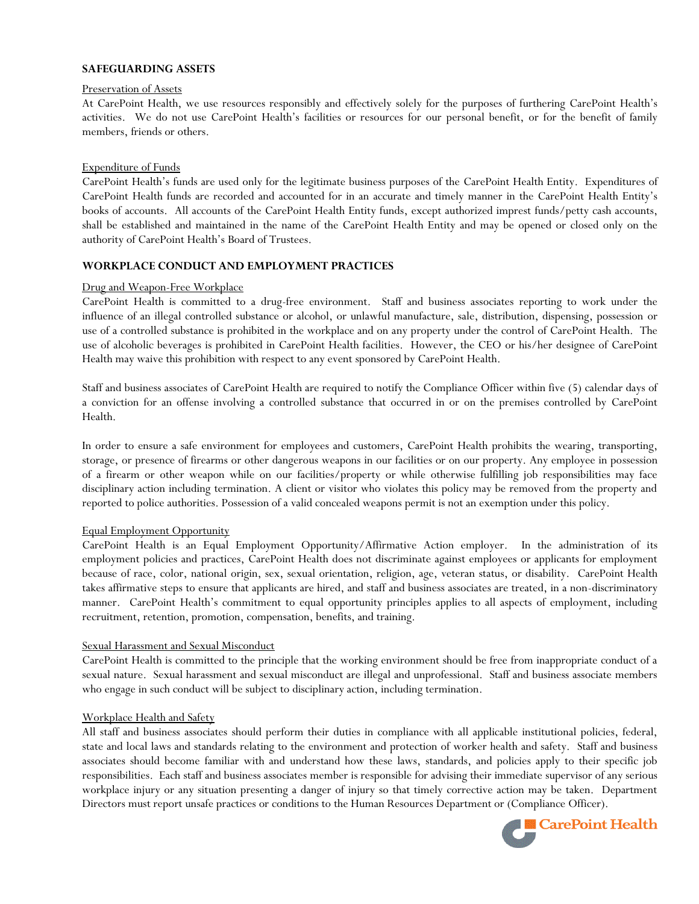## SAFEGUARDING ASSETS

Preservation of Assets

At CarePoint Health, we use resources responsibly and effectively solely for the purposes of furthering CarePoint Health's activities. We do not use CarePoint Health's facilities or resources for our personal benefit, or for the benefit of family members, friends or others.

Expenditure of Funds

CarePoint Health's funds are used only for the legitimate business purposes of the CarePoint Health Entity. Expenditures of CarePoint Health funds are recorded and accounted for in an accurate and timely manner in the CarePoint Health Entity's books of accounts. All accounts of the CarePoint Health Entity funds, except authorized imprest funds/petty cash accounts, shall be established and maintained in the name of the CarePoint Health Entity and may be opened or closed only on the authority of CarePoint Health's Board of Trustees.

## WORKPLACE CONDUCT AND EMPLOYMENT PRACTICES

Drug and Weapon-Free Workplace

CarePoint Health is committed to a drug-free environment. Staff and business associates reporting to work under the influence of an illegal controlled substance or alcohol, or unlawful manufacture, sale, distribution, dispensing, possession or use of a controlled substance is prohibited in the workplace and on any property under the control of CarePoint Health. The use of alcoholic beverages is prohibited in CarePoint Health facilities. However, the CEO or his/her designee of CarePoint Health may waive this prohibition with respect to any event sponsored by CarePoint Health.

Staff and business associates of CarePoint Health are required to notify the Compliance Officer within five (5) calendar days of a conviction for an offense involving a controlled substance that occurred in or on the premises controlled by CarePoint Health.

In order to ensure a safe environment for employees and customers, CarePoint Health prohibits the wearing, transporting, storage, or presence of firearms or other dangerous weapons in our facilities or on our property. Any employee in possession of a firearm or other weapon while on our facilities/property or while otherwise fulfilling job responsibilities may face disciplinary action including termination. A client or visitor who violates this policy may be removed from the property and reported to police authorities. Possession of a valid concealed weapons permit is not an exemption under this policy.

Equal Employment Opportunity

CarePoint Health is an Equal Employment Opportunity/Affirmative Action employer. In the administration of its employment policies and practices, CarePoint Health does not discriminate against employees or applicants for employment because of race, color, national origin, sex, sexual orientation, religion, age, veteran status, or disability. CarePoint Health takes affirmative steps to ensure that applicants are hired, and staff and business associates are treated, in a non-discriminatory manner. CarePoint Health's commitment to equal opportunity principles applies to all aspects of employment, including recruitment, retention, promotion, compensation, benefits, and training.

Sexual Harassment and Sexual Misconduct

CarePoint Health is committed to the principle that the working environment should be free from inappropriate conduct of a sexual nature. Sexual harassment and sexual misconduct are illegal and unprofessional. Staff and business associate members who engage in such conduct will be subject to disciplinary action, including termination.

Workplace Health and Safety

All staff and business associates should perform their duties in compliance with all applicable institutional policies, federal, state and local laws and standards relating to the environment and protection of worker health and safety. Staff and business associates should become familiar with and understand how these laws, standards, and policies apply to their specific job responsibilities. Each staff and business associates member is responsible for advising their immediate supervisor of any serious workplace injury or any situation presenting a danger of injury so that timely corrective action may be taken. Department Directors must report unsafe practices or conditions to the Human Resources Department or (Compliance Officer).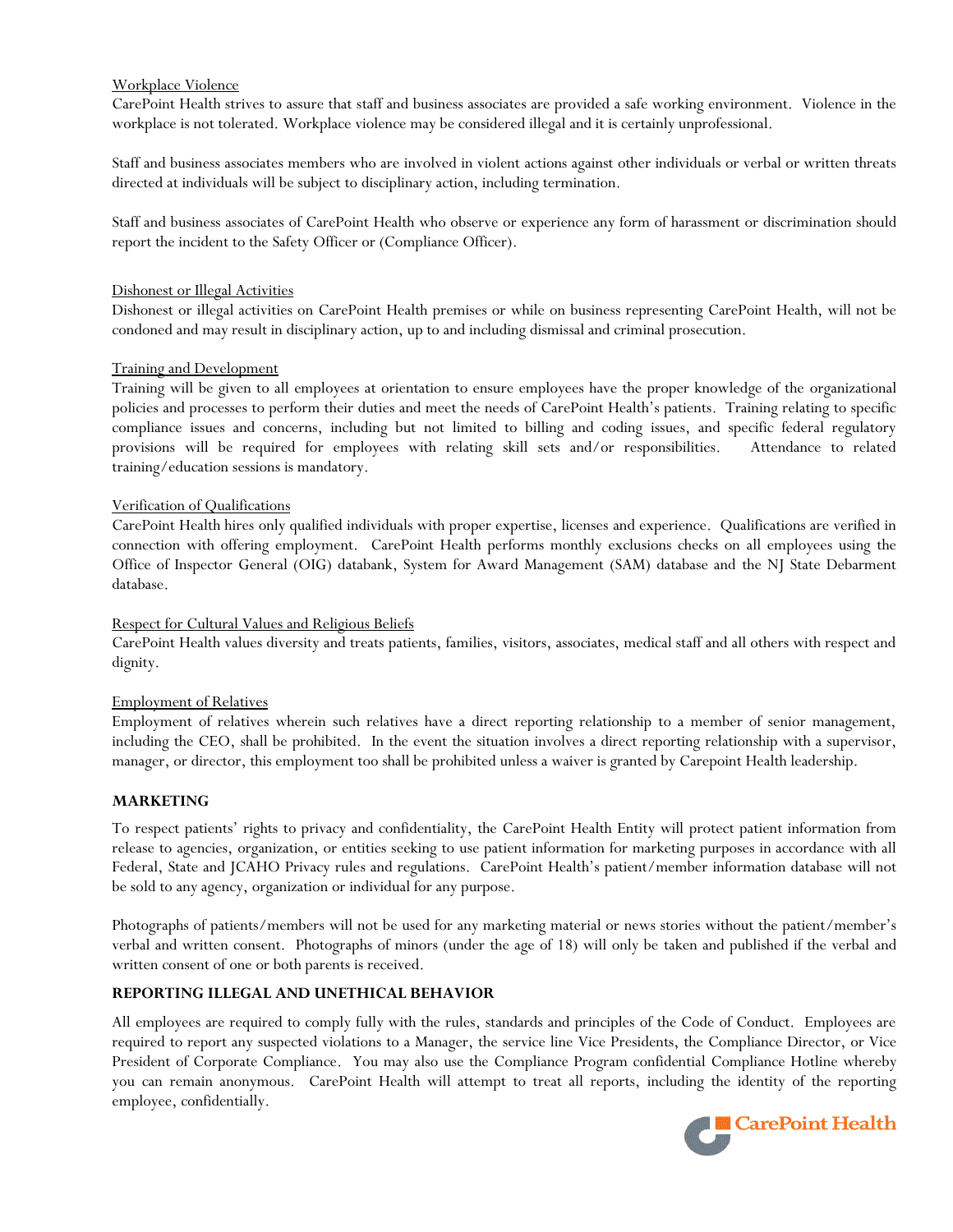Workplace Violence

CarePoint Health strives to assure that staff and business associates are provided a safe working environment. Violence in the workplace is not tolerated. Workplace violence may be considered illegal and it is certainly unprofessional.

Staff and business associates members who are involved in violent actions against other individuals or verbal or written threats directed at individuals will be subject to disciplinary action, including termination.

Staff and business associates of CarePoint Health who observe or experience any form of harassment or discrimination should report the incident to the Safety Officer or (Compliance Officer).

Dishonest or Illegal Activities

Dishonest or illegal activities on CarePoint Health premises or while on business representing CarePoint Health, will not be condoned and may result in disciplinary action, up to and including dismissal and criminal prosecution.

Training and Development

Training will be given to all employees at orientation to ensure employees have the proper knowledge of the organizational policies and processes to perform their duties and meet the needs of CarePoint Health's patients. Training relating to specific compliance issues and concerns, including but not limited to billing and coding issues, and specific federal regulatory provisions will be required for employees with relating skill sets and/or responsibilities. Attendance to related training/education sessions is mandatory.

Verification of Qualifications

CarePoint Health hires only qualified individuals with proper expertise, licenses and experience. Qualifications are verified in connection with offering employment. CarePoint Health performs monthly exclusions checks on all employees using the Office of Inspector General (OIG) databank, System for Award Management (SAM) database and the NJ State Debarment database.

Respect for Cultural Values and Religious Beliefs

CarePoint Health values diversity and treats patients, families, visitors, associates, medical staff and all others with respect and dignity.

Employment of Relatives

Employment of relatives wherein such relatives have a direct reporting relationship to a member of senior management, including the CEO, shall be prohibited. In the event the situation involves a direct reporting relationship with a supervisor, manager, or director, this employment too shall be prohibited unless a waiver is granted by Carepoint Health leadership.

## MARKETING

To respect patients' rights to privacy and confidentiality, the CarePoint Health Entity will protect patient information from release to agencies, organization, or entities seeking to use patient information for marketing purposes in accordance with all Federal, State and JCAHO Privacy rules and regulations. CarePoint Health's patient/member information database will not be sold to any agency, organization or individual for any purpose.

Photographs of patients/members will not be used for any marketing material or news stories without the patient/member's verbal and written consent. Photographs of minors (under the age of 18) will only be taken and published if the verbal and written consent of one or both parents is received.

## REPORTING ILLEGAL AND UNETHICAL BEHAVIOR

All employees are required to comply fully with the rules, standards and principles of the Code of Conduct. Employees are required to report any suspected violations to a Manager, the service line Vice Presidents, the Compliance Director, or Vice President of Corporate Compliance. You may also use the Compliance Program confidential Compliance Hotline whereby you can remain anonymous. CarePoint Health will attempt to treat all reports, including the identity of the reporting employee, confidentially.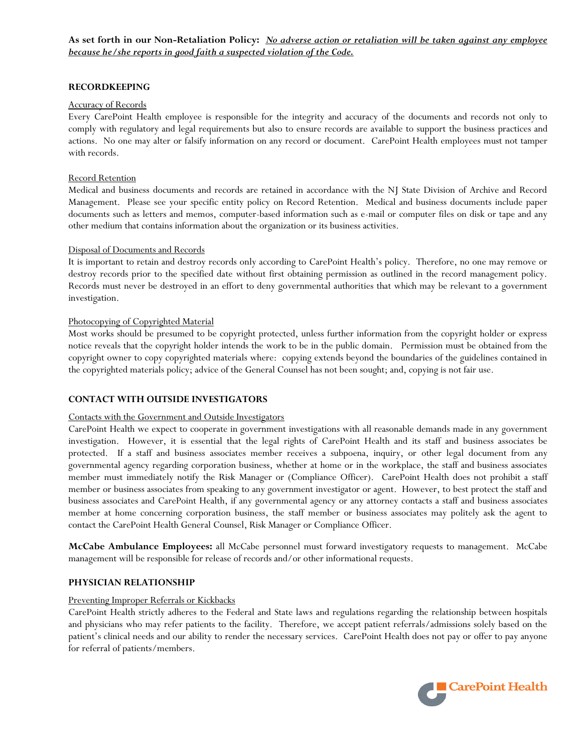**As set forth in our Non-Retaliation Policy:** ***No adverse action or retaliation will be taken against any employee because he/she reports in good faith a suspected violation of the Code.***

## RECORDKEEPING

Accuracy of Records

Every CarePoint Health employee is responsible for the integrity and accuracy of the documents and records not only to comply with regulatory and legal requirements but also to ensure records are available to support the business practices and actions. No one may alter or falsify information on any record or document. CarePoint Health employees must not tamper with records.

Record Retention

Medical and business documents and records are retained in accordance with the NJ State Division of Archive and Record Management. Please see your specific entity policy on Record Retention. Medical and business documents include paper documents such as letters and memos, computer-based information such as e-mail or computer files on disk or tape and any other medium that contains information about the organization or its business activities.

Disposal of Documents and Records

It is important to retain and destroy records only according to CarePoint Health's policy. Therefore, no one may remove or destroy records prior to the specified date without first obtaining permission as outlined in the record management policy. Records must never be destroyed in an effort to deny governmental authorities that which may be relevant to a government investigation.

Photocopying of Copyrighted Material

Most works should be presumed to be copyright protected, unless further information from the copyright holder or express notice reveals that the copyright holder intends the work to be in the public domain. Permission must be obtained from the copyright owner to copy copyrighted materials where: copying extends beyond the boundaries of the guidelines contained in the copyrighted materials policy; advice of the General Counsel has not been sought; and, copying is not fair use.

## CONTACT WITH OUTSIDE INVESTIGATORS

Contacts with the Government and Outside Investigators

CarePoint Health we expect to cooperate in government investigations with all reasonable demands made in any government investigation. However, it is essential that the legal rights of CarePoint Health and its staff and business associates be protected. If a staff and business associates member receives a subpoena, inquiry, or other legal document from any governmental agency regarding corporation business, whether at home or in the workplace, the staff and business associates member must immediately notify the Risk Manager or (Compliance Officer). CarePoint Health does not prohibit a staff member or business associates from speaking to any government investigator or agent. However, to best protect the staff and business associates and CarePoint Health, if any governmental agency or any attorney contacts a staff and business associates member at home concerning corporation business, the staff member or business associates may politely ask the agent to contact the CarePoint Health General Counsel, Risk Manager or Compliance Officer.

**McCabe Ambulance Employees:** all McCabe personnel must forward investigatory requests to management. McCabe management will be responsible for release of records and/or other informational requests.

## PHYSICIAN RELATIONSHIP

Preventing Improper Referrals or Kickbacks

CarePoint Health strictly adheres to the Federal and State laws and regulations regarding the relationship between hospitals and physicians who may refer patients to the facility. Therefore, we accept patient referrals/admissions solely based on the patient's clinical needs and our ability to render the necessary services. CarePoint Health does not pay or offer to pay anyone for referral of patients/members.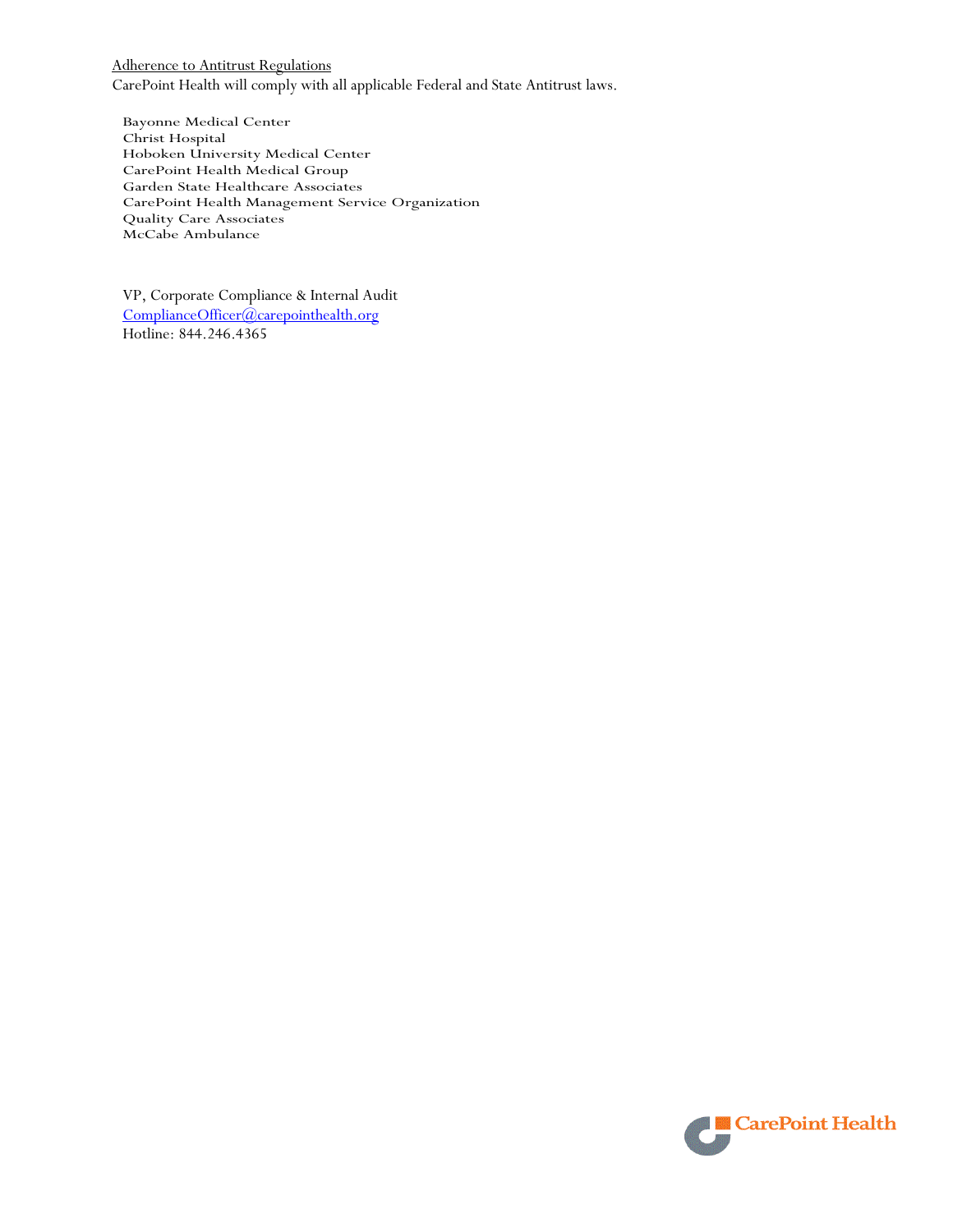<u>Adherence to Antitrust Regulations</u>

CarePoint Health will comply with all applicable Federal and State Antitrust laws.

Bayonne Medical Center
Christ Hospital
Hoboken University Medical Center
CarePoint Health Medical Group
Garden State Healthcare Associates
CarePoint Health Management Service Organization
Quality Care Associates
McCabe Ambulance

VP, Corporate Compliance & Internal Audit
ComplianceOfficer@carepointhealth.org
Hotline: 844.246.4365

CarePoint Health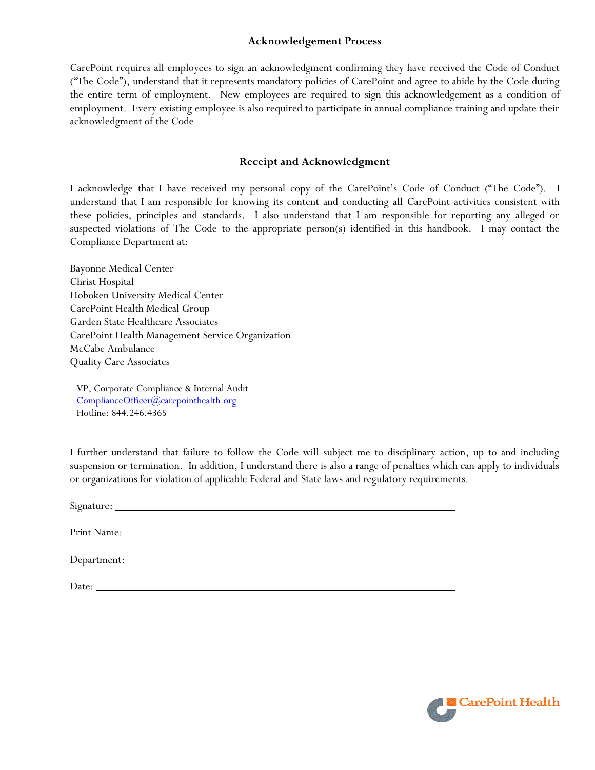## Acknowledgement Process

CarePoint requires all employees to sign an acknowledgment confirming they have received the Code of Conduct ("The Code"), understand that it represents mandatory policies of CarePoint and agree to abide by the Code during the entire term of employment. New employees are required to sign this acknowledgement as a condition of employment. Every existing employee is also required to participate in annual compliance training and update their acknowledgment of the Code

## Receipt and Acknowledgment

I acknowledge that I have received my personal copy of the CarePoint's Code of Conduct ("The Code"). I understand that I am responsible for knowing its content and conducting all CarePoint activities consistent with these policies, principles and standards. I also understand that I am responsible for reporting any alleged or suspected violations of The Code to the appropriate person(s) identified in this handbook. I may contact the Compliance Department at:

Bayonne Medical Center
Christ Hospital
Hoboken University Medical Center
CarePoint Health Medical Group
Garden State Healthcare Associates
CarePoint Health Management Service Organization
McCabe Ambulance
Quality Care Associates

VP, Corporate Compliance & Internal Audit
ComplianceOfficer@carepointhealth.org
Hotline: 844.246.4365

I further understand that failure to follow the Code will subject me to disciplinary action, up to and including suspension or termination. In addition, I understand there is also a range of penalties which can apply to individuals or organizations for violation of applicable Federal and State laws and regulatory requirements.

Signature: ______________________________________________

Print Name: ______________________________________________

Department: ______________________________________________

Date: ______________________________________________

CarePoint Health